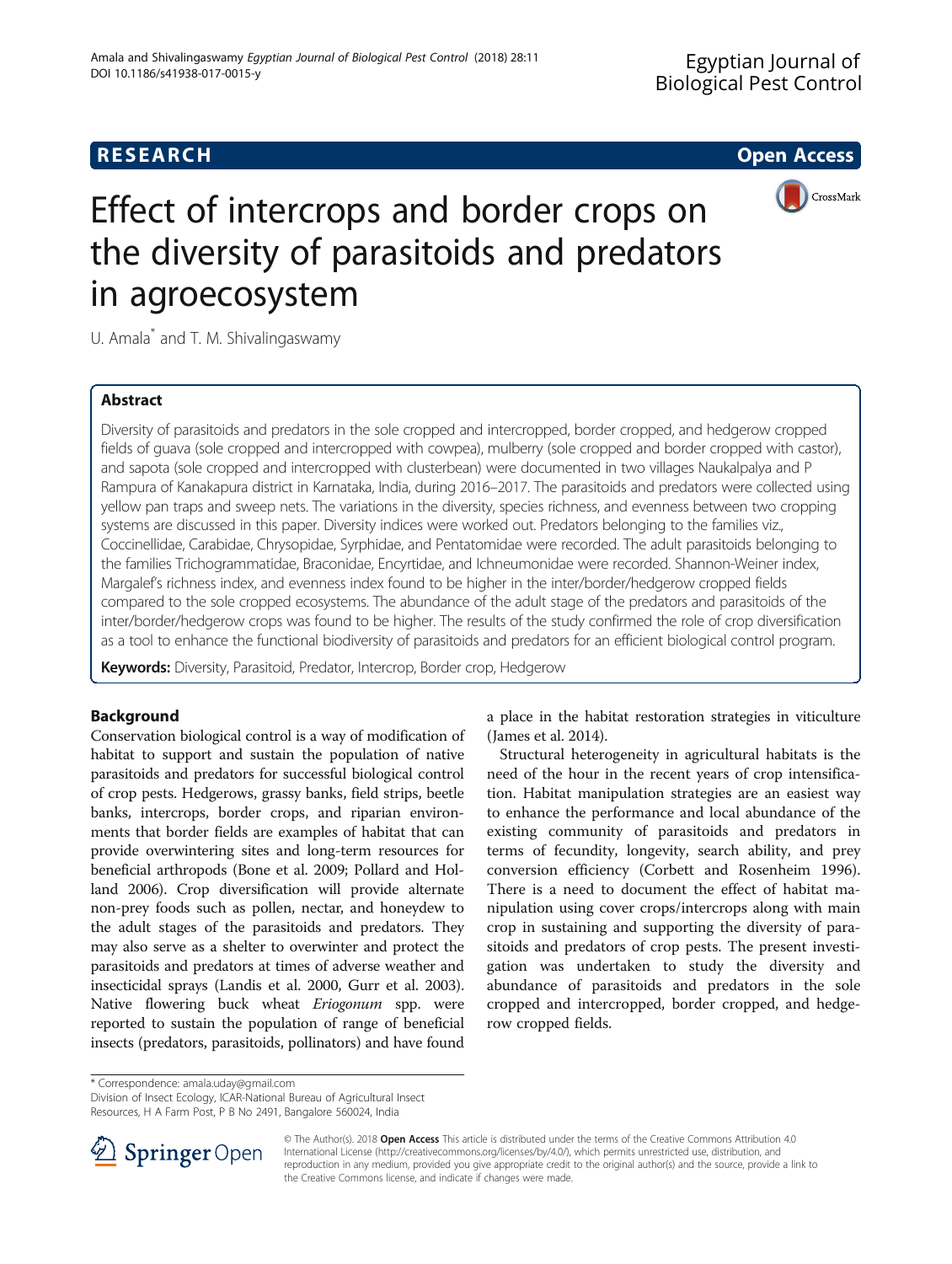**RESEARCH** **Open Access**

# Effect of intercrops and border crops on the diversity of parasitoids and predators in agroecosystem

U. Amala* and T. M. Shivalingaswamy

## Abstract

Diversity of parasitoids and predators in the sole cropped and intercropped, border cropped, and hedgerow cropped fields of guava (sole cropped and intercropped with cowpea), mulberry (sole cropped and border cropped with castor), and sapota (sole cropped and intercropped with clusterbean) were documented in two villages Naukalpalya and P Rampura of Kanakapura district in Karnataka, India, during 2016–2017. The parasitoids and predators were collected using yellow pan traps and sweep nets. The variations in the diversity, species richness, and evenness between two cropping systems are discussed in this paper. Diversity indices were worked out. Predators belonging to the families viz., Coccinellidae, Carabidae, Chrysopidae, Syrphidae, and Pentatomidae were recorded. The adult parasitoids belonging to the families Trichogrammatidae, Braconidae, Encyrtidae, and Ichneumonidae were recorded. Shannon-Weiner index, Margalef's richness index, and evenness index found to be higher in the inter/border/hedgerow cropped fields compared to the sole cropped ecosystems. The abundance of the adult stage of the predators and parasitoids of the inter/border/hedgerow crops was found to be higher. The results of the study confirmed the role of crop diversification as a tool to enhance the functional biodiversity of parasitoids and predators for an efficient biological control program.

**Keywords:** Diversity, Parasitoid, Predator, Intercrop, Border crop, Hedgerow

## Background

Conservation biological control is a way of modification of habitat to support and sustain the population of native parasitoids and predators for successful biological control of crop pests. Hedgerows, grassy banks, field strips, beetle banks, intercrops, border crops, and riparian environments that border fields are examples of habitat that can provide overwintering sites and long-term resources for beneficial arthropods (Bone et al. 2009; Pollard and Holland 2006). Crop diversification will provide alternate non-prey foods such as pollen, nectar, and honeydew to the adult stages of the parasitoids and predators. They may also serve as a shelter to overwinter and protect the parasitoids and predators at times of adverse weather and insecticidal sprays (Landis et al. 2000, Gurr et al. 2003). Native flowering buck wheat *Eriogonum* spp. were reported to sustain the population of range of beneficial insects (predators, parasitoids, pollinators) and have found a place in the habitat restoration strategies in viticulture (James et al. 2014).

Structural heterogeneity in agricultural habitats is the need of the hour in the recent years of crop intensification. Habitat manipulation strategies are an easiest way to enhance the performance and local abundance of the existing community of parasitoids and predators in terms of fecundity, longevity, search ability, and prey conversion efficiency (Corbett and Rosenheim 1996). There is a need to document the effect of habitat manipulation using cover crops/intercrops along with main crop in sustaining and supporting the diversity of parasitoids and predators of crop pests. The present investigation was undertaken to study the diversity and abundance of parasitoids and predators in the sole cropped and intercropped, border cropped, and hedgerow cropped fields.

\* Correspondence: amala.uday@gmail.com
Division of Insect Ecology, ICAR-National Bureau of Agricultural Insect Resources, H A Farm Post, P B No 2491, Bangalore 560024, India

© The Author(s). 2018 **Open Access** This article is distributed under the terms of the Creative Commons Attribution 4.0 International License (http://creativecommons.org/licenses/by/4.0/), which permits unrestricted use, distribution, and reproduction in any medium, provided you give appropriate credit to the original author(s) and the source, provide a link to the Creative Commons license, and indicate if changes were made.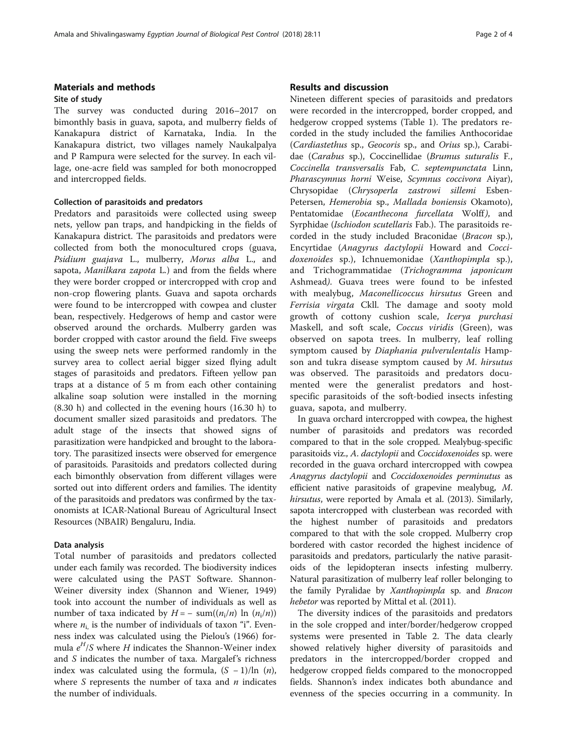## Materials and methods

### Site of study

The survey was conducted during 2016–2017 on bimonthly basis in guava, sapota, and mulberry fields of Kanakapura district of Karnataka, India. In the Kanakapura district, two villages namely Naukalpalya and P Rampura were selected for the survey. In each village, one-acre field was sampled for both monocropped and intercropped fields.

### Collection of parasitoids and predators

Predators and parasitoids were collected using sweep nets, yellow pan traps, and handpicking in the fields of Kanakapura district. The parasitoids and predators were collected from both the monocultured crops (guava, *Psidium guajava* L., mulberry, *Morus alba* L., and sapota, *Manilkara zapota* L.) and from the fields where they were border cropped or intercropped with crop and non-crop flowering plants. Guava and sapota orchards were found to be intercropped with cowpea and cluster bean, respectively. Hedgerows of hemp and castor were observed around the orchards. Mulberry garden was border cropped with castor around the field. Five sweeps using the sweep nets were performed randomly in the survey area to collect aerial bigger sized flying adult stages of parasitoids and predators. Fifteen yellow pan traps at a distance of 5 m from each other containing alkaline soap solution were installed in the morning (8.30 h) and collected in the evening hours (16.30 h) to document smaller sized parasitoids and predators. The adult stage of the insects that showed signs of parasitization were handpicked and brought to the laboratory. The parasitized insects were observed for emergence of parasitoids. Parasitoids and predators collected during each bimonthly observation from different villages were sorted out into different orders and families. The identity of the parasitoids and predators was confirmed by the taxonomists at ICAR-National Bureau of Agricultural Insect Resources (NBAIR) Bengaluru, India.

### Data analysis

Total number of parasitoids and predators collected under each family was recorded. The biodiversity indices were calculated using the PAST Software. Shannon-Weiner diversity index (Shannon and Wiener, 1949) took into account the number of individuals as well as number of taxa indicated by $H = -\ \text{sum}((n_i/n)\ \ln\ (n_i/n))$ where $n_i$ is the number of individuals of taxon "i". Evenness index was calculated using the Pielou's (1966) formula $e^H/S$ where $H$ indicates the Shannon-Weiner index and $S$ indicates the number of taxa. Margalef's richness index was calculated using the formula, $(S - 1)/\ln\ (n)$, where $S$ represents the number of taxa and $n$ indicates the number of individuals.

## Results and discussion

Nineteen different species of parasitoids and predators were recorded in the intercropped, border cropped, and hedgerow cropped systems (Table 1). The predators recorded in the study included the families Anthocoridae (*Cardiastethus* sp., *Geocoris* sp., and *Orius* sp.), Carabidae (*Carabus* sp.), Coccinellidae (*Brumus suturalis* F., *Coccinella transversalis* Fab, *C. septempunctata* Linn, *Pharascymnus horni* Weise, *Scymnus coccivora* Aiyar), Chrysopidae (*Chrysoperla zastrowi sillemi* Esben-Petersen, *Hemerobia* sp., *Mallada boniensis* Okamoto), Pentatomidae (*Eocanthecona furcellata* Wolff), and Syrphidae (*Ischiodon scutellaris* Fab.). The parasitoids recorded in the study included Braconidae (*Bracon* sp.), Encyrtidae (*Anagyrus dactylopii* Howard and *Coccidoxenoides* sp.), Ichnuemonidae (*Xanthopimpla* sp.), and Trichogrammatidae (*Trichogramma japonicum* Ashmead). Guava trees were found to be infested with mealybug, *Maconellicoccus hirsutus* Green and *Ferrisia virgata* Ckll. The damage and sooty mold growth of cottony cushion scale, *Icerya purchasi* Maskell, and soft scale, *Coccus viridis* (Green), was observed on sapota trees. In mulberry, leaf rolling symptom caused by *Diaphania pulverulentalis* Hampson and tukra disease symptom caused by *M. hirsutus* was observed. The parasitoids and predators documented were the generalist predators and host-specific parasitoids of the soft-bodied insects infesting guava, sapota, and mulberry.

In guava orchard intercropped with cowpea, the highest number of parasitoids and predators was recorded compared to that in the sole cropped. Mealybug-specific parasitoids viz., *A. dactylopii* and *Coccidoxenoides* sp. were recorded in the guava orchard intercropped with cowpea *Anagyrus dactylopii* and *Coccidoxenoides perminutus* as efficient native parasitoids of grapevine mealybug, *M. hirsutus*, were reported by Amala et al. (2013). Similarly, sapota intercropped with clusterbean was recorded with the highest number of parasitoids and predators compared to that with the sole cropped. Mulberry crop bordered with castor recorded the highest incidence of parasitoids and predators, particularly the native parasitoids of the lepidopteran insects infesting mulberry. Natural parasitization of mulberry leaf roller belonging to the family Pyralidae by *Xanthopimpla* sp. and *Bracon hebetor* was reported by Mittal et al. (2011).

The diversity indices of the parasitoids and predators in the sole cropped and inter/border/hedgerow cropped systems were presented in Table 2. The data clearly showed relatively higher diversity of parasitoids and predators in the intercropped/border cropped and hedgerow cropped fields compared to the monocropped fields. Shannon's index indicates both abundance and evenness of the species occurring in a community. In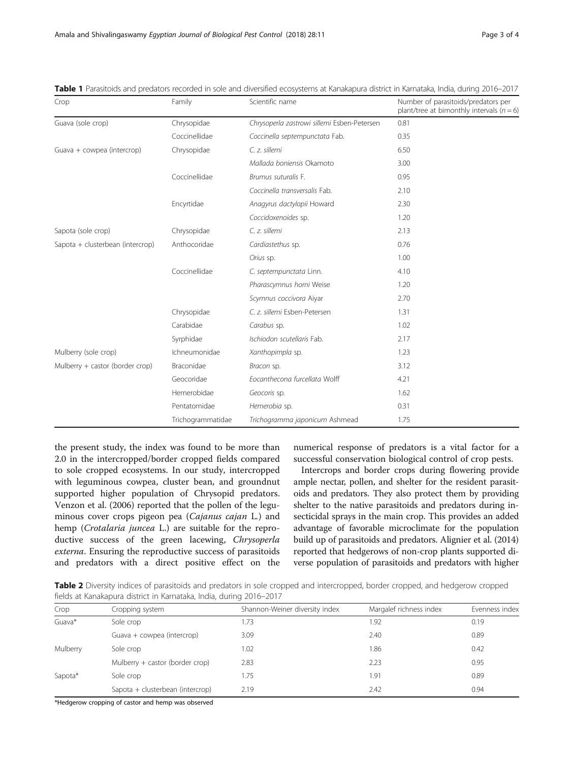**Table 1** Parasitoids and predators recorded in sole and diversified ecosystems at Kanakapura district in Karnataka, India, during 2016–2017

| Crop | Family | Scientific name | Number of parasitoids/predators per plant/tree at bimonthly intervals ($n = 6$) |
|---|---|---|---|
| Guava (sole crop) | Chrysopidae | *Chrysoperla zastrowi sillemi* Esben-Petersen | 0.81 |
| | Coccinellidae | *Coccinella septempunctata* Fab. | 0.35 |
| Guava + cowpea (intercrop) | Chrysopidae | *C. z. sillemi* | 6.50 |
| | | *Mallada boniensis* Okamoto | 3.00 |
| | Coccinellidae | *Brumus suturalis* F. | 0.95 |
| | | *Coccinella transversalis* Fab. | 2.10 |
| | Encyrtidae | *Anagyrus dactylopii* Howard | 2.30 |
| | | *Coccidoxenoides* sp. | 1.20 |
| Sapota (sole crop) | Chrysopidae | *C. z. sillemi* | 2.13 |
| Sapota + clusterbean (intercrop) | Anthocoridae | *Cardiastethus* sp. | 0.76 |
| | | *Orius* sp. | 1.00 |
| | Coccinellidae | *C. septempunctata* Linn. | 4.10 |
| | | *Pharascymnus horni* Weise | 1.20 |
| | | *Scymnus coccivora* Aiyar | 2.70 |
| | Chrysopidae | *C. z. sillemi* Esben-Petersen | 1.31 |
| | Carabidae | *Carabus* sp. | 1.02 |
| | Syrphidae | *Ischiodon scutellaris* Fab. | 2.17 |
| Mulberry (sole crop) | Ichneumonidae | *Xanthopimpla* sp. | 1.23 |
| Mulberry + castor (border crop) | Braconidae | *Bracon* sp. | 3.12 |
| | Geocoridae | *Eocanthecona furcellata* Wolff | 4.21 |
| | Hemerobidae | *Geocoris* sp. | 1.62 |
| | Pentatomidae | *Hemerobia* sp. | 0.31 |
| | Trichogrammatidae | *Trichogramma japonicum* Ashmead | 1.75 |

the present study, the index was found to be more than 2.0 in the intercropped/border cropped fields compared to sole cropped ecosystems. In our study, intercropped with leguminous cowpea, cluster bean, and groundnut supported higher population of Chrysopid predators. Venzon et al. (2006) reported that the pollen of the leguminous cover crops pigeon pea (*Cajanus cajan* L.) and hemp (*Crotalaria juncea* L.) are suitable for the reproductive success of the green lacewing, *Chrysoperla externa*. Ensuring the reproductive success of parasitoids and predators with a direct positive effect on the numerical response of predators is a vital factor for a successful conservation biological control of crop pests.

Intercrops and border crops during flowering provide ample nectar, pollen, and shelter for the resident parasitoids and predators. They also protect them by providing shelter to the native parasitoids and predators during insecticidal sprays in the main crop. This provides an added advantage of favorable microclimate for the population build up of parasitoids and predators. Alignier et al. (2014) reported that hedgerows of non-crop plants supported diverse population of parasitoids and predators with higher

**Table 2** Diversity indices of parasitoids and predators in sole cropped and intercropped, border cropped, and hedgerow cropped fields at Kanakapura district in Karnataka, India, during 2016–2017

| Crop | Cropping system | Shannon-Weiner diversity index | Margalef richness index | Evenness index |
|---|---|---|---|---|
| Guava* | Sole crop | 1.73 | 1.92 | 0.19 |
| | Guava + cowpea (intercrop) | 3.09 | 2.40 | 0.89 |
| Mulberry | Sole crop | 1.02 | 1.86 | 0.42 |
| | Mulberry + castor (border crop) | 2.83 | 2.23 | 0.95 |
| Sapota* | Sole crop | 1.75 | 1.91 | 0.89 |
| | Sapota + clusterbean (intercrop) | 2.19 | 2.42 | 0.94 |

*Hedgerow cropping of castor and hemp was observed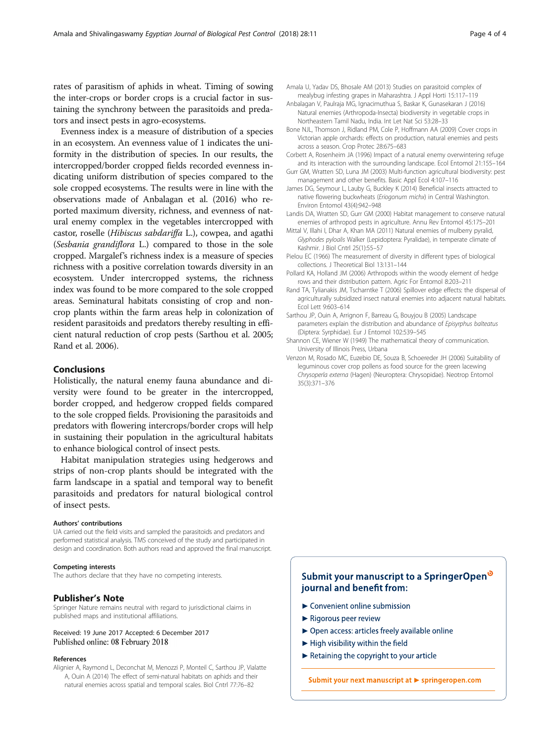rates of parasitism of aphids in wheat. Timing of sowing the inter-crops or border crops is a crucial factor in sustaining the synchrony between the parasitoids and predators and insect pests in agro-ecosystems.

Evenness index is a measure of distribution of a species in an ecosystem. An evenness value of 1 indicates the uniformity in the distribution of species. In our results, the intercropped/border cropped fields recorded evenness indicating uniform distribution of species compared to the sole cropped ecosystems. The results were in line with the observations made of Anbalagan et al. (2016) who reported maximum diversity, richness, and evenness of natural enemy complex in the vegetables intercropped with castor, roselle (*Hibiscus sabdariffa* L.), cowpea, and agathi (*Sesbania grandiflora* L.) compared to those in the sole cropped. Margalef's richness index is a measure of species richness with a positive correlation towards diversity in an ecosystem. Under intercropped systems, the richness index was found to be more compared to the sole cropped areas. Seminatural habitats consisting of crop and non-crop plants within the farm areas help in colonization of resident parasitoids and predators thereby resulting in efficient natural reduction of crop pests (Sarthou et al. 2005; Rand et al. 2006).

## Conclusions

Holistically, the natural enemy fauna abundance and diversity were found to be greater in the intercropped, border cropped, and hedgerow cropped fields compared to the sole cropped fields. Provisioning the parasitoids and predators with flowering intercrops/border crops will help in sustaining their population in the agricultural habitats to enhance biological control of insect pests.

Habitat manipulation strategies using hedgerows and strips of non-crop plants should be integrated with the farm landscape in a spatial and temporal way to benefit parasitoids and predators for natural biological control of insect pests.

#### Authors' contributions

UA carried out the field visits and sampled the parasitoids and predators and performed statistical analysis. TMS conceived of the study and participated in design and coordination. Both authors read and approved the final manuscript.

#### Competing interests

The authors declare that they have no competing interests.

### Publisher's Note

Springer Nature remains neutral with regard to jurisdictional claims in published maps and institutional affiliations.

Received: 19 June 2017 Accepted: 6 December 2017
Published online: 08 February 2018

#### References

Alignier A, Raymond L, Deconchat M, Menozzi P, Monteil C, Sarthou JP, Vialatte A, Ouin A (2014) The effect of semi-natural habitats on aphids and their natural enemies across spatial and temporal scales. Biol Cntrl 77:76–82

Amala U, Yadav DS, Bhosale AM (2013) Studies on parasitoid complex of mealybug infesting grapes in Maharashtra. J Appl Horti 15:117–119

Anbalagan V, Paulraja MG, Ignacimuthua S, Baskar K, Gunasekaran J (2016) Natural enemies (Arthropoda-Insecta) biodiversity in vegetable crops in Northeastern Tamil Nadu, India. Int Let Nat Sci 53:28–33

Bone NJL, Thomson J, Ridland PM, Cole P, Hoffmann AA (2009) Cover crops in Victorian apple orchards: effects on production, natural enemies and pests across a season. Crop Protec 28:675–683

Corbett A, Rosenheim JA (1996) Impact of a natural enemy overwintering refuge and its interaction with the surrounding landscape. Ecol Entomol 21:155–164

Gurr GM, Wratten SD, Luna JM (2003) Multi-function agricultural biodiversity: pest management and other benefits. Basic Appl Ecol 4:107–116

James DG, Seymour L, Lauby G, Buckley K (2014) Beneficial insects attracted to native flowering buckwheats (*Eriogonum michx*) in Central Washington. Environ Entomol 43(4):942–948

Landis DA, Wratten SD, Gurr GM (2000) Habitat management to conserve natural enemies of arthropod pests in agriculture. Annu Rev Entomol 45:175–201

Mittal V, Illahi I, Dhar A, Khan MA (2011) Natural enemies of mulberry pyralid, *Glyphodes pyloalis* Walker (Lepidoptera: Pyralidae), in temperate climate of Kashmir. J Biol Cntrl 25(1):55–57

Pielou EC (1966) The measurement of diversity in different types of biological collections. J Theoretical Biol 13:131–144

Pollard KA, Holland JM (2006) Arthropods within the woody element of hedge rows and their distribution pattern. Agric For Entomol 8:203–211

Rand TA, Tylianakis JM, Tscharntke T (2006) Spillover edge effects: the dispersal of agriculturally subsidized insect natural enemies into adjacent natural habitats. Ecol Lett 9:603–614

Sarthou JP, Ouin A, Arrignon F, Barreau G, Bouyjou B (2005) Landscape parameters explain the distribution and abundance of *Episyrphus balteatus* (Diptera: Syrphidae). Eur J Entomol 102:539–545

Shannon CE, Wiener W (1949) The mathematical theory of communication. University of Illinois Press, Urbana

Venzon M, Rosado MC, Euzebio DE, Souza B, Schoereder JH (2006) Suitability of leguminous cover crop pollens as food source for the green lacewing *Chrysoperla externa* (Hagen) (Neuroptera: Chrysopidae). Neotrop Entomol 35(3):371–376

Submit your manuscript to a SpringerOpen journal and benefit from:

- Convenient online submission
- Rigorous peer review
- Open access: articles freely available online
- High visibility within the field
- Retaining the copyright to your article

Submit your next manuscript at ► springeropen.com